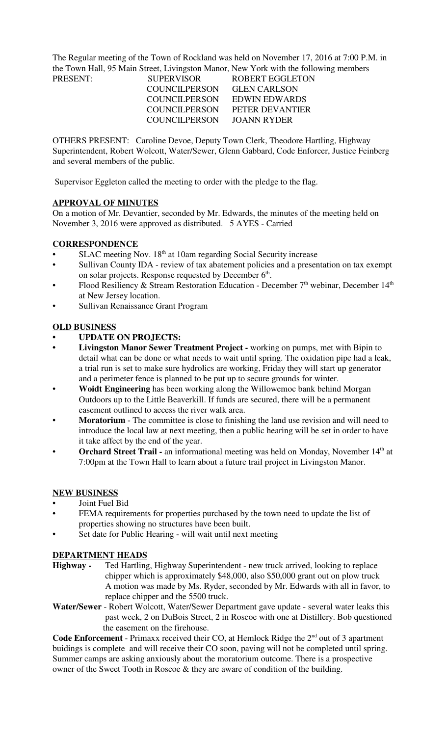The Regular meeting of the Town of Rockland was held on November 17, 2016 at 7:00 P.M. in the Town Hall, 95 Main Street, Livingston Manor, New York with the following members

| PRESENT: | SUPERVISOR | ROBERT EGGLETON |
|---|---|---|
| | COUNCILPERSON | GLEN CARLSON |
| | COUNCILPERSON | EDWIN EDWARDS |
| | COUNCILPERSON | PETER DEVANTIER |
| | COUNCILPERSON | JOANN RYDER |

OTHERS PRESENT: Caroline Devoe, Deputy Town Clerk, Theodore Hartling, Highway Superintendent, Robert Wolcott, Water/Sewer, Glenn Gabbard, Code Enforcer, Justice Feinberg and several members of the public.

Supervisor Eggleton called the meeting to order with the pledge to the flag.

**APPROVAL OF MINUTES**

On a motion of Mr. Devantier, seconded by Mr. Edwards, the minutes of the meeting held on November 3, 2016 were approved as distributed. 5 AYES - Carried

**CORRESPONDENCE**

- SLAC meeting Nov. 18th at 10am regarding Social Security increase
- Sullivan County IDA - review of tax abatement policies and a presentation on tax exempt on solar projects. Response requested by December 6th.
- Flood Resiliency & Stream Restoration Education - December 7th webinar, December 14th at New Jersey location.
- Sullivan Renaissance Grant Program

**OLD BUSINESS**

- **UPDATE ON PROJECTS:**
- **Livingston Manor Sewer Treatment Project -** working on pumps, met with Bipin to detail what can be done or what needs to wait until spring. The oxidation pipe had a leak, a trial run is set to make sure hydrolics are working, Friday they will start up generator and a perimeter fence is planned to be put up to secure grounds for winter.
- **Woidt Engineering** has been working along the Willowemoc bank behind Morgan Outdoors up to the Little Beaverkill. If funds are secured, there will be a permanent easement outlined to access the river walk area.
- **Moratorium** - The committee is close to finishing the land use revision and will need to introduce the local law at next meeting, then a public hearing will be set in order to have it take affect by the end of the year.
- **Orchard Street Trail -** an informational meeting was held on Monday, November 14th at 7:00pm at the Town Hall to learn about a future trail project in Livingston Manor.

**NEW BUSINESS**

- Joint Fuel Bid
- FEMA requirements for properties purchased by the town need to update the list of properties showing no structures have been built.
- Set date for Public Hearing - will wait until next meeting

**DEPARTMENT HEADS**

**Highway -** Ted Hartling, Highway Superintendent - new truck arrived, looking to replace chipper which is approximately $48,000, also $50,000 grant out on plow truck A motion was made by Ms. Ryder, seconded by Mr. Edwards with all in favor, to replace chipper and the 5500 truck.

**Water/Sewer** - Robert Wolcott, Water/Sewer Department gave update - several water leaks this past week, 2 on DuBois Street, 2 in Roscoe with one at Distillery. Bob questioned the easement on the firehouse.

**Code Enforcement** - Primaxx received their CO, at Hemlock Ridge the 2nd out of 3 apartment buidings is complete and will receive their CO soon, paving will not be completed until spring. Summer camps are asking anxiously about the moratorium outcome. There is a prospective owner of the Sweet Tooth in Roscoe & they are aware of condition of the building.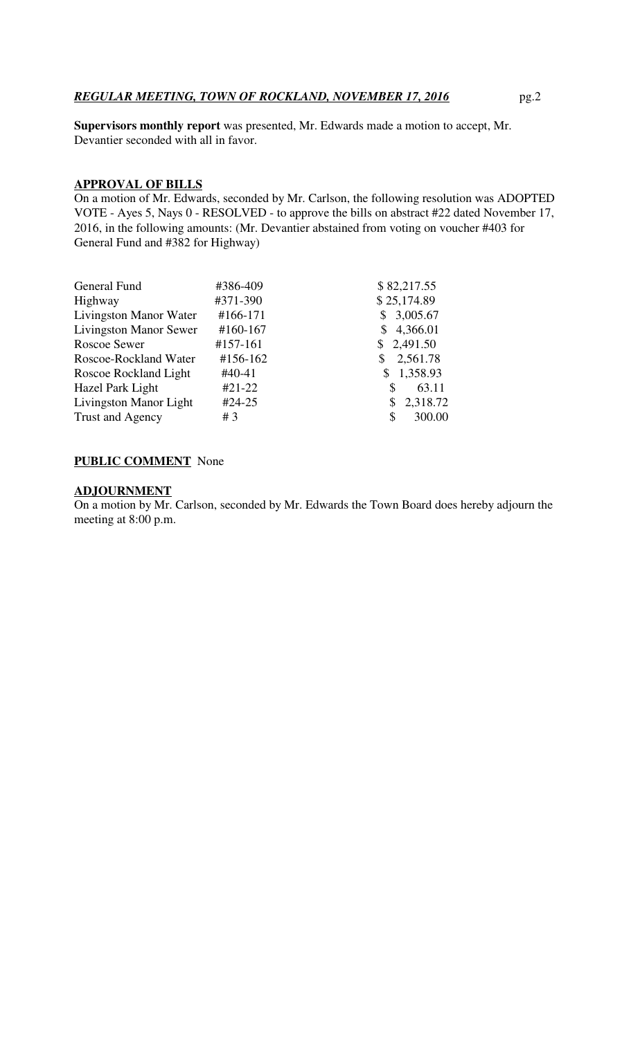**Supervisors monthly report** was presented, Mr. Edwards made a motion to accept, Mr. Devantier seconded with all in favor.

## APPROVAL OF BILLS

On a motion of Mr. Edwards, seconded by Mr. Carlson, the following resolution was ADOPTED VOTE - Ayes 5, Nays 0 - RESOLVED - to approve the bills on abstract #22 dated November 17, 2016, in the following amounts: (Mr. Devantier abstained from voting on voucher #403 for General Fund and #382 for Highway)

| | | |
|---|---|---|
| General Fund | #386-409 | $ 82,217.55 |
| Highway | #371-390 | $ 25,174.89 |
| Livingston Manor Water | #166-171 | $ 3,005.67 |
| Livingston Manor Sewer | #160-167 | $ 4,366.01 |
| Roscoe Sewer | #157-161 | $ 2,491.50 |
| Roscoe-Rockland Water | #156-162 | $ 2,561.78 |
| Roscoe Rockland Light | #40-41 | $ 1,358.93 |
| Hazel Park Light | #21-22 | $ 63.11 |
| Livingston Manor Light | #24-25 | $ 2,318.72 |
| Trust and Agency | # 3 | $ 300.00 |

**PUBLIC COMMENT** None

## ADJOURNMENT

On a motion by Mr. Carlson, seconded by Mr. Edwards the Town Board does hereby adjourn the meeting at 8:00 p.m.